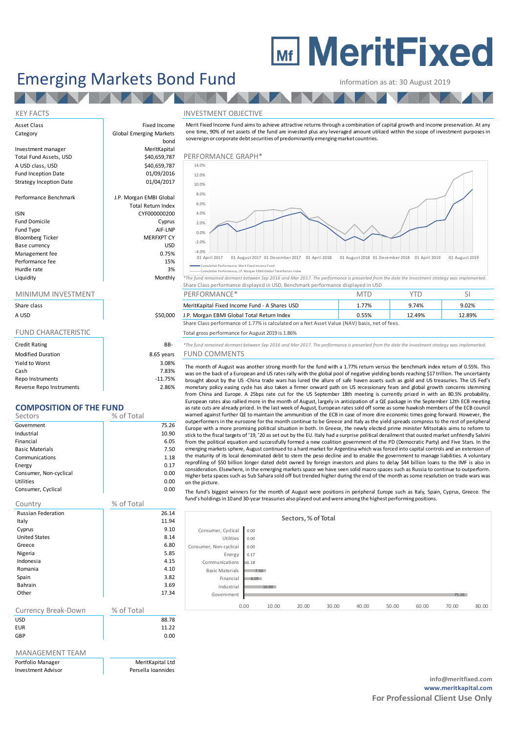# MeritFixed

# Emerging Markets Bond Fund

Information as at: 30 August 2019

## KEY FACTS

| | |
|---|---|
| Asset Class | Fixed Income |
| Category | Global Emerging Markets bond |
| Investment manager | MeritKapital |
| Total Fund Assets, USD | $40,659,787 |
| A USD class, USD | $40,659,787 |
| Fund Inception Date | 01/09/2016 |
| Strategy Inception Date | 01/04/2017 |
| Performance Benchmark | J.P. Morgan EMBI Global Total Return Index |
| ISIN | CYF000000200 |
| Fund Domicile | Cyprus |
| Fund Type | AIF-LNP |
| Bloomberg Ticker | MERFXPT CY |
| Base currency | USD |
| Management fee | 0.75% |
| Performance fee | 15% |
| Hurdle rate | 3% |
| Liquidity | Monthly |

## MINIMUM INVESTMENT

| Share class | |
|---|---|
| A USD | $50,000 |

## FUND CHARACTERISTIC

| | |
|---|---|
| Credit Rating | BB- |
| Modified Duration | 8.65 years |
| Yield to Worst | 3.08% |
| Cash | 7.83% |
| Repo Instruments | -11.75% |
| Reverse Repo Instruments | 2.86% |

## COMPOSITION OF THE FUND

| Sectors | % of Total |
|---|---|
| Government | 75.26 |
| Industrial | 10.90 |
| Financial | 6.05 |
| Basic Materials | 7.50 |
| Communications | 1.18 |
| Energy | 0.17 |
| Consumer, Non-cyclical | 0.00 |
| Utilities | 0.00 |
| Consumer, Cyclical | 0.00 |

| Country | % of Total |
|---|---|
| Russian Federation | 26.14 |
| Italy | 11.94 |
| Cyprus | 9.10 |
| United States | 8.14 |
| Greece | 6.80 |
| Nigeria | 5.85 |
| Indonesia | 4.15 |
| Romania | 4.10 |
| Spain | 3.82 |
| Bahrain | 3.69 |
| Other | 17.34 |

| Currency Break-Down | % of Total |
|---|---|
| USD | 88.78 |
| EUR | 11.22 |
| GBP | 0.00 |

## MANAGEMENT TEAM

| | |
|---|---|
| Portfolio Manager | MeritKapital Ltd |
| Investment Advisor | Persella Ioannides |

## INVESTMENT OBJECTIVE

Merit Fixed Income Fund aims to achieve attractive returns through a combination of capital growth and income preservation. At any one time, 90% of net assets of the fund are invested plus any leveraged amount utilized within the scope of investment purposes in sovereign or corporate debt securities of predominantly emerging market countries.

## PERFORMANCE GRAPH*

Cumulative Performance, Merit Fixed Income Fund
Cumulative Performance, J.P. Morgan EMBI Global Total Return Index

*The fund remained dormant between Sep 2016 and Mar 2017. The performance is presented from the date the investment strategy was implemented.

Share Class performance displayed in USD, Benchmark performance displayed in USD

| PERFORMANCE* | MTD | YTD | SI |
|---|---|---|---|
| MeritKapital Fixed Income Fund - A Shares USD | 1.77% | 9.74% | 9.02% |
| J.P. Morgan EBMI Global Total Return Index | 0.55% | 12.49% | 12.89% |

Share Class performance of 1.77% is calculated on a Net Asset Value (NAV) basis, net of fees.

Total gross performance for August 2019 is 1.86%

*The fund remained dormant between Sep 2016 and Mar 2017. The performance is presented from the date the investment strategy was implemented.

## FUND COMMENTS

The month of August was another strong month for the fund with a 1.77% return versus the benchmark index return of 0.55%. This was on the back of a European and US rates rally with the global pool of negative yielding bonds reaching $17 trillion. The uncertainty brought about by the US -China trade wars has lured the allure of safe haven assets such as gold and US treasuries. The US Fed's monetary policy easing cycle has also taken a firmer onward path on US recessionary fears and global growth concerns stemming from China and Europe. A 25bps rate cut for the US September 18th meeting is currently priced in with an 80.5% probability. European rates also rallied more in the month of August, largely in anticipation of a QE package in the September 12th ECB meeting as rate cuts are already priced. In the last week of August, European rates sold off some as some hawkish members of the ECB council warned against further QE to maintain the ammunition of the ECB in case of more dire economic times going forward. However, the outperformers in the eurozone for the month continue to be Greece and Italy as the yield spreads compress to the rest of peripheral Europe with a more promising political situation in both. In Greece, the newly elected prime minister Mitsotakis aims to reform to stick to the fiscal targets of '19, '20 as set out by the EU. Italy had a surprise political derailment that ousted market unfriendly Salvini from the political equation and successfully formed a new coalition government of the PD (Democratic Party) and Five Stars. In the emerging markets sphere, August continued to a hard market for Argentina which was forced into capital controls and an extension of the maturity of its local denominated debt to stem the peso decline and to enable the government to manage liabilities. A voluntary reprofiling of $50 billion longer dated debt owned by foreign investors and plans to delay $44 billion loans to the IMF is also in consideration. Elsewhere, in the emerging markets space we have seen solid macro spaces such as Russia to continue to outperform. Higher beta spaces such as Sub Sahara sold off but trended higher during the end of the month as some resolution on trade wars was on the picture.

The fund's biggest winners for the month of August were positions in peripheral Europe such as Italy, Spain, Cyprus, Greece. The fund's holdings in 10 and 30-year treasuries also played out and were among the highest performing positions.

**Sectors, % of Total**

| Sector | % of Total |
|---|---|
| Consumer, Cyclical | 0.00 |
| Utilities | 0.00 |
| Consumer, Non-cyclical | 0.00 |
| Energy | 0.17 |
| Communications | 1.18 |
| Basic Materials | 7.50 |
| Financial | 6.05 |
| Industrial | 10.90 |
| Government | 75.26 |

info@meritfixed.com
www.meritkapital.com
**For Professional Client Use Only**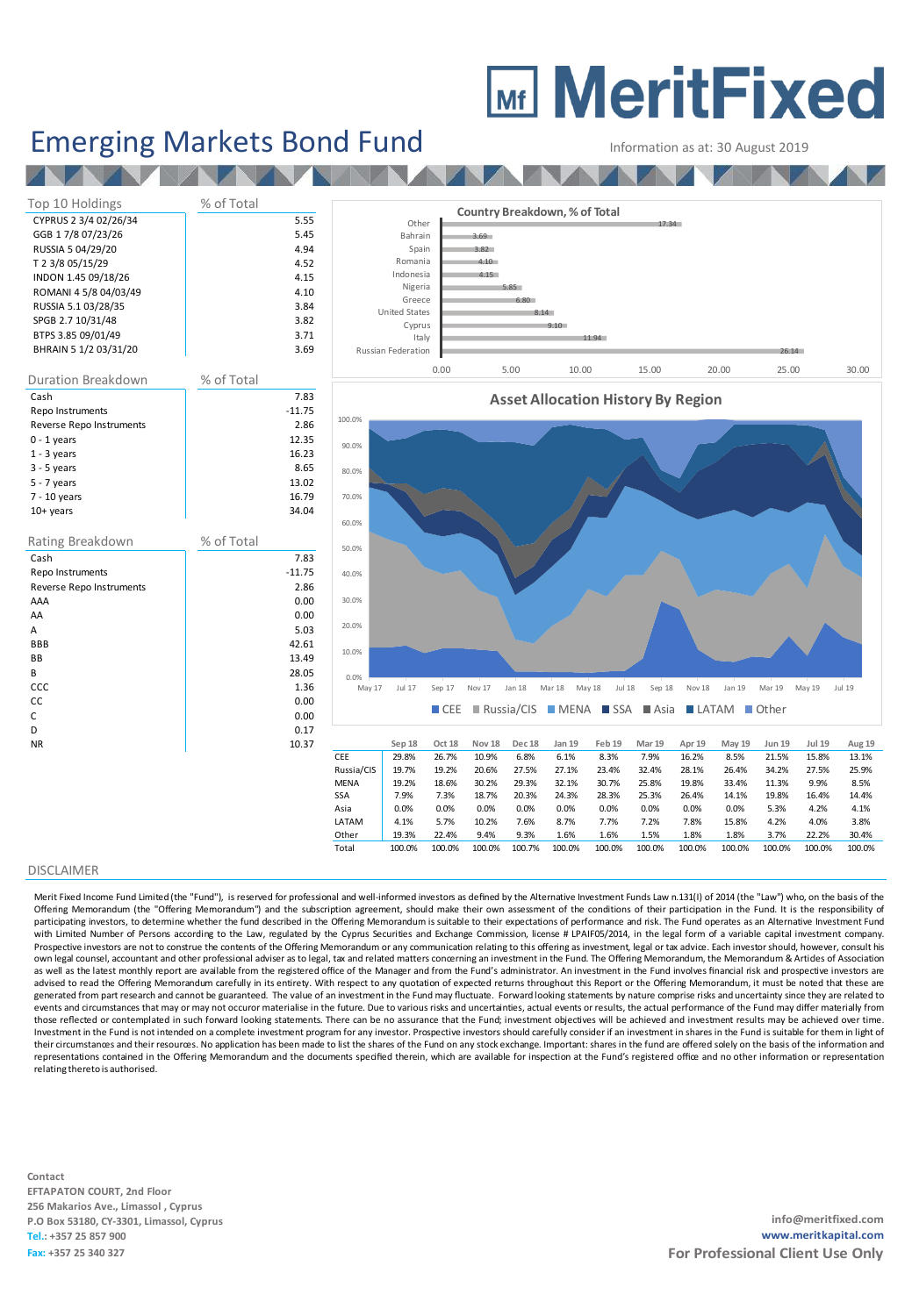# Emerging Markets Bond Fund

MeritFixed

Information as at: 30 August 2019

| Top 10 Holdings | % of Total |
|---|---|
| CYPRUS 2 3/4 02/26/34 | 5.55 |
| GGB 1 7/8 07/23/26 | 5.45 |
| RUSSIA 5 04/29/20 | 4.94 |
| T 2 3/8 05/15/29 | 4.52 |
| INDON 1.45 09/18/26 | 4.15 |
| ROMANI 4 5/8 04/03/49 | 4.10 |
| RUSSIA 5.1 03/28/35 | 3.84 |
| SPGB 2.7 10/31/48 | 3.82 |
| BTPS 3.85 09/01/49 | 3.71 |
| BHRAIN 5 1/2 03/31/20 | 3.69 |

| Duration Breakdown | % of Total |
|---|---|
| Cash | 7.83 |
| Repo Instruments | -11.75 |
| Reverse Repo Instruments | 2.86 |
| 0 - 1 years | 12.35 |
| 1 - 3 years | 16.23 |
| 3 - 5 years | 8.65 |
| 5 - 7 years | 13.02 |
| 7 - 10 years | 16.79 |
| 10+ years | 34.04 |

| Rating Breakdown | % of Total |
|---|---|
| Cash | 7.83 |
| Repo Instruments | -11.75 |
| Reverse Repo Instruments | 2.86 |
| AAA | 0.00 |
| AA | 0.00 |
| A | 5.03 |
| BBB | 42.61 |
| BB | 13.49 |
| B | 28.05 |
| CCC | 1.36 |
| CC | 0.00 |
| C | 0.00 |
| D | 0.17 |
| NR | 10.37 |

Country Breakdown, % of Total

Other 17.34
Bahrain 3.69
Spain 3.82
Romania 4.10
Indonesia 4.15
Nigeria 5.85
Greece 6.80
United States 8.14
Cyprus 9.10
Italy 11.94
Russian Federation 26.14

0.00 5.00 10.00 15.00 20.00 25.00 30.00

Asset Allocation History By Region

100.0% 90.0% 80.0% 70.0% 60.0% 50.0% 40.0% 30.0% 20.0% 10.0% 0.0%

May 17 Jul 17 Sep 17 Nov 17 Jan 18 Mar 18 May 18 Jul 18 Sep 18 Nov 18 Jan 19 Mar 19 May 19 Jul 19

CEE Russia/CIS MENA SSA Asia LATAM Other

| | Sep 18 | Oct 18 | Nov 18 | Dec 18 | Jan 19 | Feb 19 | Mar 19 | Apr 19 | May 19 | Jun 19 | Jul 19 | Aug 19 |
|---|---|---|---|---|---|---|---|---|---|---|---|---|
| CEE | 29.8% | 26.7% | 10.9% | 6.8% | 6.1% | 8.3% | 7.9% | 16.2% | 8.5% | 21.5% | 15.8% | 13.1% |
| Russia/CIS | 19.7% | 19.2% | 20.6% | 27.5% | 27.1% | 23.4% | 32.4% | 28.1% | 26.4% | 34.2% | 27.5% | 25.9% |
| MENA | 19.2% | 18.6% | 30.2% | 29.3% | 32.1% | 30.7% | 25.8% | 19.8% | 33.4% | 11.3% | 9.9% | 8.5% |
| SSA | 7.9% | 7.3% | 18.7% | 20.3% | 24.3% | 28.3% | 25.3% | 26.4% | 14.1% | 19.8% | 16.4% | 14.4% |
| Asia | 0.0% | 0.0% | 0.0% | 0.0% | 0.0% | 0.0% | 0.0% | 0.0% | 0.0% | 5.3% | 4.2% | 4.1% |
| LATAM | 4.1% | 5.7% | 10.2% | 7.6% | 8.7% | 7.7% | 7.2% | 7.8% | 15.8% | 4.2% | 4.0% | 3.8% |
| Other | 19.3% | 22.4% | 9.4% | 9.3% | 1.6% | 1.6% | 1.5% | 1.8% | 1.8% | 3.7% | 22.2% | 30.4% |
| Total | 100.0% | 100.0% | 100.0% | 100.7% | 100.0% | 100.0% | 100.0% | 100.0% | 100.0% | 100.0% | 100.0% | 100.0% |

## DISCLAIMER

Merit Fixed Income Fund Limited (the "Fund"), is reserved for professional and well-informed investors as defined by the Alternative Investment Funds Law n.131(I) of 2014 (the "Law") who, on the basis of the Offering Memorandum (the "Offering Memorandum") and the subscription agreement, should make their own assessment of the conditions of their participation in the Fund. It is the responsibility of participating investors, to determine whether the fund described in the Offering Memorandum is suitable to their expectations of performance and risk. The Fund operates as an Alternative Investment Fund with Limited Number of Persons according to the Law, regulated by the Cyprus Securities and Exchange Commission, license # LPAIF05/2014, in the legal form of a variable capital investment company. Prospective investors are not to construe the contents of the Offering Memorandum or any communication relating to this offering as investment, legal or tax advice. Each investor should, however, consult his own legal counsel, accountant and other professional adviser as to legal, tax and related matters concerning an investment in the Fund. The Offering Memorandum, the Memorandum & Artides of Association as well as the latest monthly report are available from the registered office of the Manager and from the Fund's administrator. An investment in the Fund involves financial risk and prospective investors are advised to read the Offering Memorandum carefully in its entirety. With respect to any quotation of expected returns throughout this Report or the Offering Memorandum, it must be noted that these are generated from part research and cannot be guaranteed. The value of an investment in the Fund may fluctuate. Forward looking statements by nature comprise risks and uncertainty since they are related to events and circumstances that may or may not occurr materialise in the future. Due to various risks and uncertainties, actual events or results, the actual performance of the Fund may differ materially from those reflected or contemplated in such forward looking statements. There can be no assurance that the Fund; investment objectives will be achieved and investment results may be achieved over time. Investment in the Fund is not intended on a complete investment program for any investor. Prospective investors should carefully consider if an investment in shares in the Fund is suitable for them in light of their circumstances and their resources. No application has been made to list the shares of the Fund on any stock exchange. Important: shares in the fund are offered solely on the basis of the information and representations contained in the Offering Memorandum and the documents specified therein, which are available for inspection at the Fund's registered office and no other information or representation relating thereto is authorised.

**Contact**
**EFTAPATON COURT, 2nd Floor**
**256 Makarios Ave., Limassol , Cyprus**
**P.O Box 53180, CY-3301, Limassol, Cyprus**
**Tel.: +357 25 857 900**
**Fax: +357 25 340 327**

**info@meritfixed.com**
**www.meritkapital.com**
**For Professional Client Use Only**